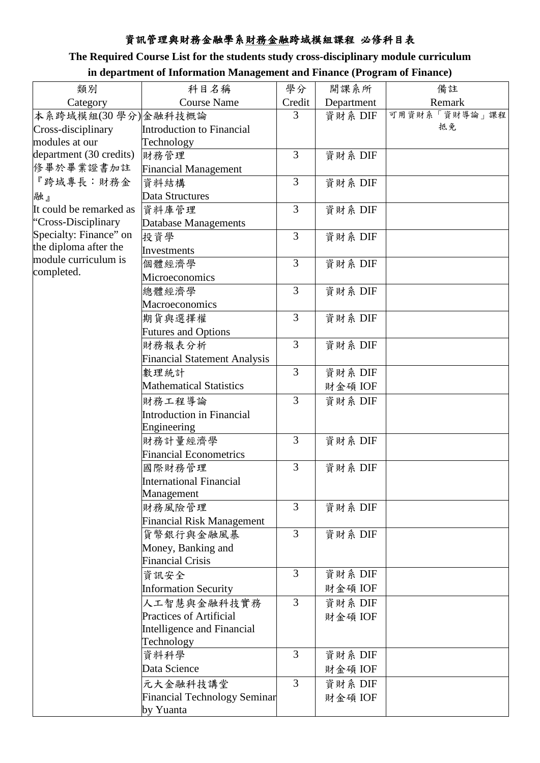# 資訊管理與財務金融學系財務金融跨域模組課程 必修科目表

**The Required Course List for the students study cross-disciplinary module curriculum in department of Information Management and Finance (Program of Finance)**

| 類別<br>Category | 科目名稱<br>Course Name | 學分<br>Credit | 開課系所<br>Department | 備註<br>Remark |
|---|---|---|---|---|
| 本系跨域模組(30 學分)<br>Cross-disciplinary modules at our department (30 credits)<br>修畢於畢業證書加註『跨域專長：財務金融』<br>It could be remarked as “Cross-Disciplinary Specialty: Finance” on the diploma after the module curriculum is completed. | 金融科技概論<br>Introduction to Financial Technology | 3 | 資財系 DIF | 可用資財系「資財導論」課程抵免 |
| | 財務管理<br>Financial Management | 3 | 資財系 DIF | |
| | 資料結構<br>Data Structures | 3 | 資財系 DIF | |
| | 資料庫管理<br>Database Managements | 3 | 資財系 DIF | |
| | 投資學<br>Investments | 3 | 資財系 DIF | |
| | 個體經濟學<br>Microeconomics | 3 | 資財系 DIF | |
| | 總體經濟學<br>Macroeconomics | 3 | 資財系 DIF | |
| | 期貨與選擇權<br>Futures and Options | 3 | 資財系 DIF | |
| | 財務報表分析<br>Financial Statement Analysis | 3 | 資財系 DIF | |
| | 數理統計<br>Mathematical Statistics | 3 | 資財系 DIF<br>財金碩 IOF | |
| | 財務工程導論<br>Introduction in Financial Engineering | 3 | 資財系 DIF | |
| | 財務計量經濟學<br>Financial Econometrics | 3 | 資財系 DIF | |
| | 國際財務管理<br>International Financial Management | 3 | 資財系 DIF | |
| | 財務風險管理<br>Financial Risk Management | 3 | 資財系 DIF | |
| | 貨幣銀行與金融風暴<br>Money, Banking and Financial Crisis | 3 | 資財系 DIF | |
| | 資訊安全<br>Information Security | 3 | 資財系 DIF<br>財金碩 IOF | |
| | 人工智慧與金融科技實務<br>Practices of Artificial Intelligence and Financial Technology | 3 | 資財系 DIF<br>財金碩 IOF | |
| | 資料科學<br>Data Science | 3 | 資財系 DIF<br>財金碩 IOF | |
| | 元大金融科技講堂<br>Financial Technology Seminar by Yuanta | 3 | 資財系 DIF<br>財金碩 IOF | |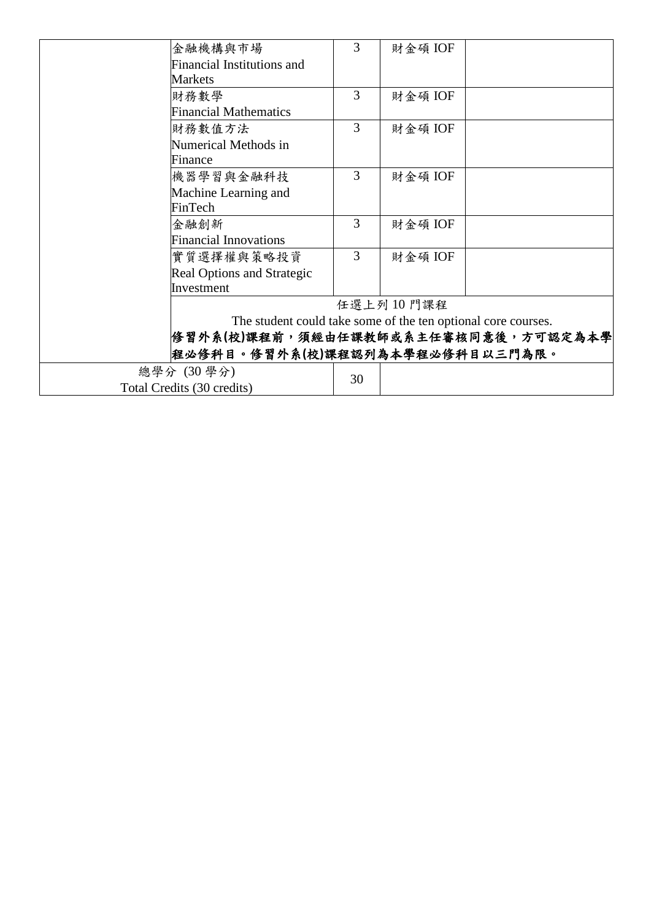| | | | | |
|---|---|---|---|---|
| | 金融機構與市場<br>Financial Institutions and Markets | 3 | 財金碩 IOF | |
| | 財務數學<br>Financial Mathematics | 3 | 財金碩 IOF | |
| | 財務數值方法<br>Numerical Methods in Finance | 3 | 財金碩 IOF | |
| | 機器學習與金融科技<br>Machine Learning and FinTech | 3 | 財金碩 IOF | |
| | 金融創新<br>Financial Innovations | 3 | 財金碩 IOF | |
| | 實質選擇權與策略投資<br>Real Options and Strategic Investment | 3 | 財金碩 IOF | |
| | 任選上列 10 門課程<br>The student could take some of the ten optional core courses.<br>**修習外系(校)課程前，須經由任課教師或系主任審核同意後，方可認定為本學程必修科目。修習外系(校)課程認列為本學程必修科目以三門為限。** | | | |
| 總學分 (30 學分)<br>Total Credits (30 credits) | | 30 | | |